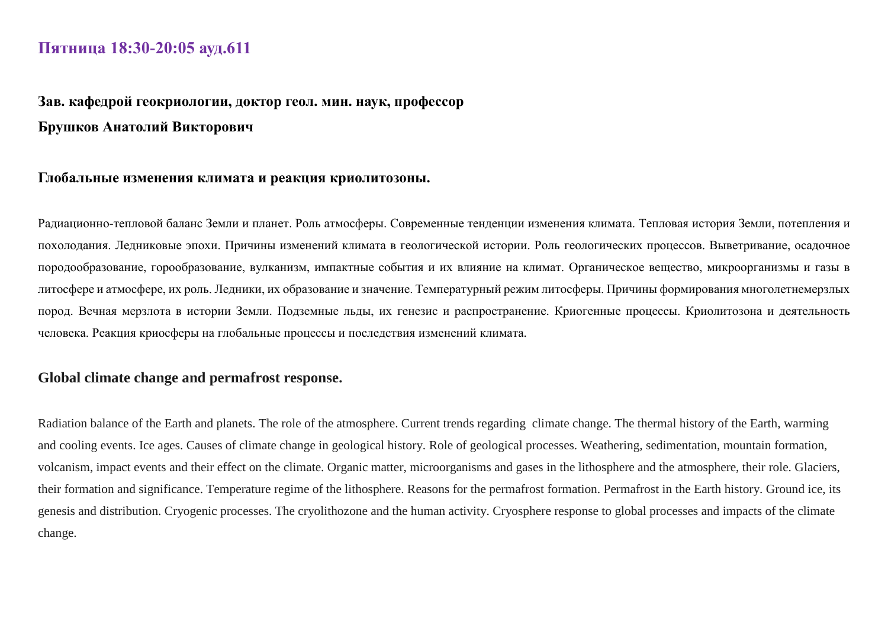**Пятница 18:30-20:05 ауд.611**

**Зав. кафедрой геокриологии, доктор геол. мин. наук, профессор**

**Брушков Анатолий Викторович**

## Глобальные изменения климата и реакция криолитозоны.

Радиационно-тепловой баланс Земли и планет. Роль атмосферы. Современные тенденции изменения климата. Тепловая история Земли, потепления и похолодания. Ледниковые эпохи. Причины изменений климата в геологической истории. Роль геологических процессов. Выветривание, осадочное породообразование, горообразование, вулканизм, импактные события и их влияние на климат. Органическое вещество, микроорганизмы и газы в литосфере и атмосфере, их роль. Ледники, их образование и значение. Температурный режим литосферы. Причины формирования многолетнемерзлых пород. Вечная мерзлота в истории Земли. Подземные льды, их генезис и распространение. Криогенные процессы. Криолитозона и деятельность человека. Реакция криосферы на глобальные процессы и последствия изменений климата.

## Global climate change and permafrost response.

Radiation balance of the Earth and planets. The role of the atmosphere. Current trends regarding climate change. The thermal history of the Earth, warming and cooling events. Ice ages. Causes of climate change in geological history. Role of geological processes. Weathering, sedimentation, mountain formation, volcanism, impact events and their effect on the climate. Organic matter, microorganisms and gases in the lithosphere and the atmosphere, their role. Glaciers, their formation and significance. Temperature regime of the lithosphere. Reasons for the permafrost formation. Permafrost in the Earth history. Ground ice, its genesis and distribution. Cryogenic processes. The cryolithozone and the human activity. Cryosphere response to global processes and impacts of the climate change.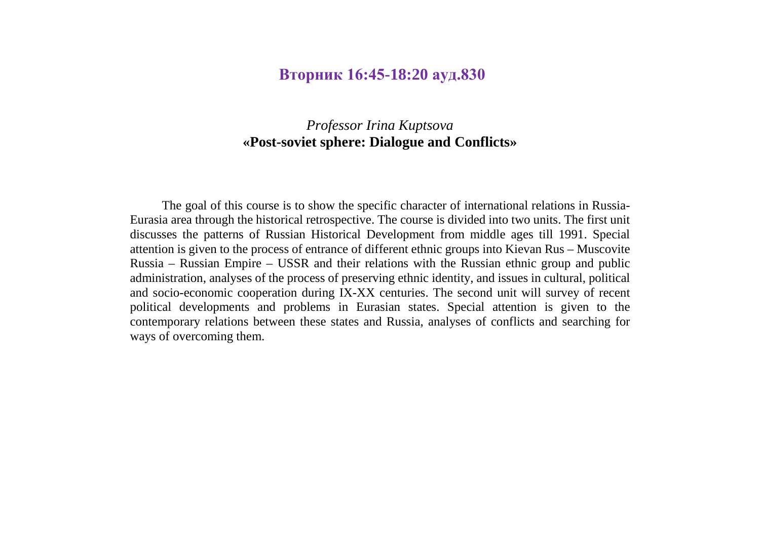**Вторник 16:45-18:20 ауд.830**

*Professor Irina Kuptsova*
**«Post-soviet sphere: Dialogue and Conflicts»**

The goal of this course is to show the specific character of international relations in Russia-Eurasia area through the historical retrospective. The course is divided into two units. The first unit discusses the patterns of Russian Historical Development from middle ages till 1991. Special attention is given to the process of entrance of different ethnic groups into Kievan Rus – Muscovite Russia – Russian Empire – USSR and their relations with the Russian ethnic group and public administration, analyses of the process of preserving ethnic identity, and issues in cultural, political and socio-economic cooperation during IX-XX centuries. The second unit will survey of recent political developments and problems in Eurasian states. Special attention is given to the contemporary relations between these states and Russia, analyses of conflicts and searching for ways of overcoming them.